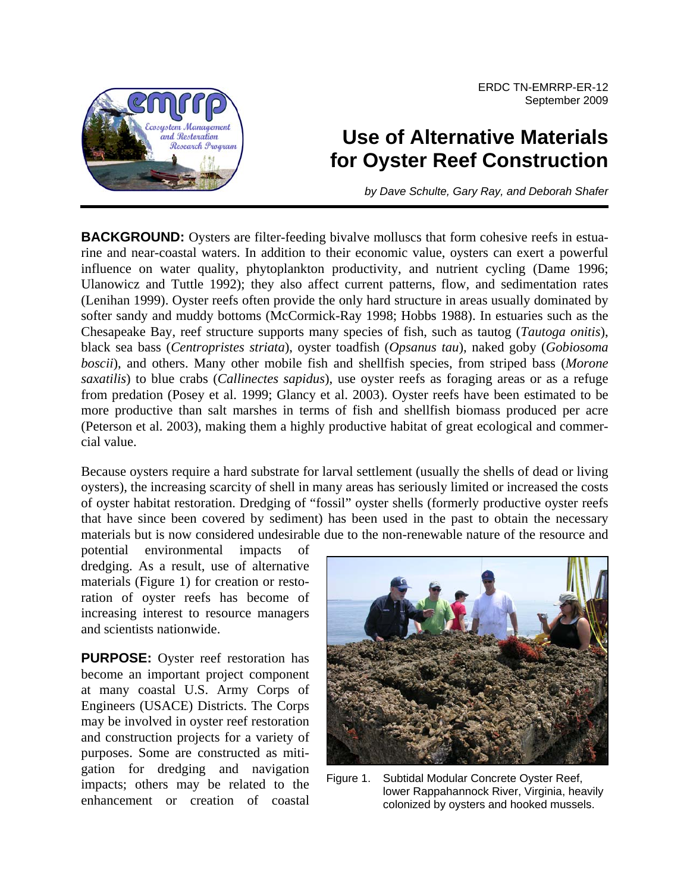ERDC TN-EMRRP-ER-12
September 2009

# Use of Alternative Materials for Oyster Reef Construction

*by Dave Schulte, Gary Ray, and Deborah Shafer*

**BACKGROUND:** Oysters are filter-feeding bivalve molluscs that form cohesive reefs in estuarine and near-coastal waters. In addition to their economic value, oysters can exert a powerful influence on water quality, phytoplankton productivity, and nutrient cycling (Dame 1996; Ulanowicz and Tuttle 1992); they also affect current patterns, flow, and sedimentation rates (Lenihan 1999). Oyster reefs often provide the only hard structure in areas usually dominated by softer sandy and muddy bottoms (McCormick-Ray 1998; Hobbs 1988). In estuaries such as the Chesapeake Bay, reef structure supports many species of fish, such as tautog (*Tautoga onitis*), black sea bass (*Centropristes striata*), oyster toadfish (*Opsanus tau*), naked goby (*Gobiosoma boscii*), and others. Many other mobile fish and shellfish species, from striped bass (*Morone saxatilis*) to blue crabs (*Callinectes sapidus*), use oyster reefs as foraging areas or as a refuge from predation (Posey et al. 1999; Glancy et al. 2003). Oyster reefs have been estimated to be more productive than salt marshes in terms of fish and shellfish biomass produced per acre (Peterson et al. 2003), making them a highly productive habitat of great ecological and commercial value.

Because oysters require a hard substrate for larval settlement (usually the shells of dead or living oysters), the increasing scarcity of shell in many areas has seriously limited or increased the costs of oyster habitat restoration. Dredging of "fossil" oyster shells (formerly productive oyster reefs that have since been covered by sediment) has been used in the past to obtain the necessary materials but is now considered undesirable due to the non-renewable nature of the resource and potential environmental impacts of dredging. As a result, use of alternative materials (Figure 1) for creation or restoration of oyster reefs has become of increasing interest to resource managers and scientists nationwide.

Figure 1. Subtidal Modular Concrete Oyster Reef, lower Rappahannock River, Virginia, heavily colonized by oysters and hooked mussels.

**PURPOSE:** Oyster reef restoration has become an important project component at many coastal U.S. Army Corps of Engineers (USACE) Districts. The Corps may be involved in oyster reef restoration and construction projects for a variety of purposes. Some are constructed as mitigation for dredging and navigation impacts; others may be related to the enhancement or creation of coastal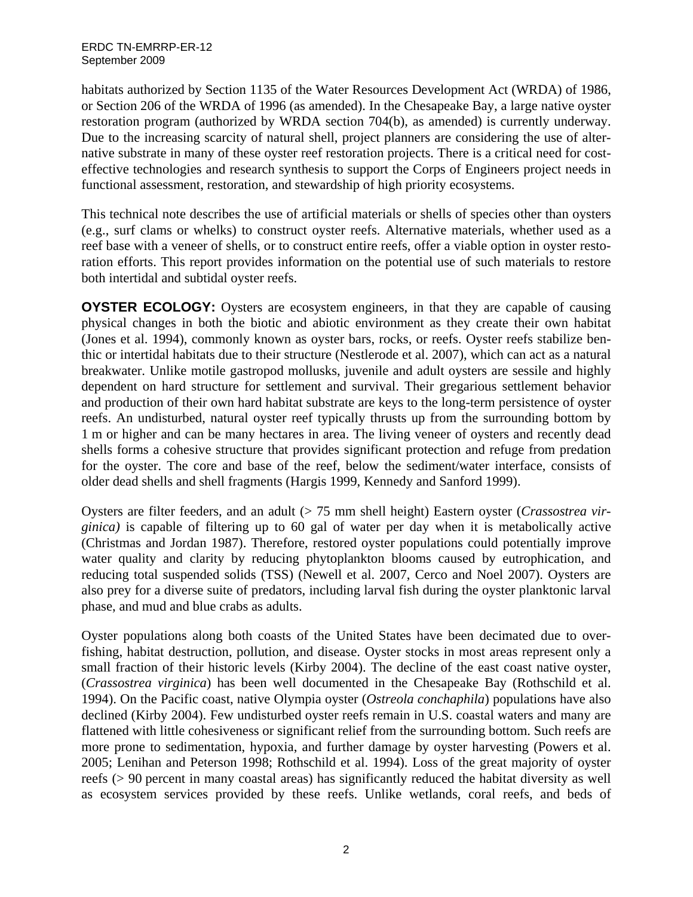habitats authorized by Section 1135 of the Water Resources Development Act (WRDA) of 1986, or Section 206 of the WRDA of 1996 (as amended). In the Chesapeake Bay, a large native oyster restoration program (authorized by WRDA section 704(b), as amended) is currently underway. Due to the increasing scarcity of natural shell, project planners are considering the use of alternative substrate in many of these oyster reef restoration projects. There is a critical need for cost-effective technologies and research synthesis to support the Corps of Engineers project needs in functional assessment, restoration, and stewardship of high priority ecosystems.

This technical note describes the use of artificial materials or shells of species other than oysters (e.g., surf clams or whelks) to construct oyster reefs. Alternative materials, whether used as a reef base with a veneer of shells, or to construct entire reefs, offer a viable option in oyster restoration efforts. This report provides information on the potential use of such materials to restore both intertidal and subtidal oyster reefs.

**OYSTER ECOLOGY:** Oysters are ecosystem engineers, in that they are capable of causing physical changes in both the biotic and abiotic environment as they create their own habitat (Jones et al. 1994), commonly known as oyster bars, rocks, or reefs. Oyster reefs stabilize benthic or intertidal habitats due to their structure (Nestlerode et al. 2007), which can act as a natural breakwater. Unlike motile gastropod mollusks, juvenile and adult oysters are sessile and highly dependent on hard structure for settlement and survival. Their gregarious settlement behavior and production of their own hard habitat substrate are keys to the long-term persistence of oyster reefs. An undisturbed, natural oyster reef typically thrusts up from the surrounding bottom by 1 m or higher and can be many hectares in area. The living veneer of oysters and recently dead shells forms a cohesive structure that provides significant protection and refuge from predation for the oyster. The core and base of the reef, below the sediment/water interface, consists of older dead shells and shell fragments (Hargis 1999, Kennedy and Sanford 1999).

Oysters are filter feeders, and an adult (> 75 mm shell height) Eastern oyster (*Crassostrea virginica)* is capable of filtering up to 60 gal of water per day when it is metabolically active (Christmas and Jordan 1987). Therefore, restored oyster populations could potentially improve water quality and clarity by reducing phytoplankton blooms caused by eutrophication, and reducing total suspended solids (TSS) (Newell et al. 2007, Cerco and Noel 2007). Oysters are also prey for a diverse suite of predators, including larval fish during the oyster planktonic larval phase, and mud and blue crabs as adults.

Oyster populations along both coasts of the United States have been decimated due to overfishing, habitat destruction, pollution, and disease. Oyster stocks in most areas represent only a small fraction of their historic levels (Kirby 2004). The decline of the east coast native oyster, (*Crassostrea virginica*) has been well documented in the Chesapeake Bay (Rothschild et al. 1994). On the Pacific coast, native Olympia oyster (*Ostreola conchaphila*) populations have also declined (Kirby 2004). Few undisturbed oyster reefs remain in U.S. coastal waters and many are flattened with little cohesiveness or significant relief from the surrounding bottom. Such reefs are more prone to sedimentation, hypoxia, and further damage by oyster harvesting (Powers et al. 2005; Lenihan and Peterson 1998; Rothschild et al. 1994). Loss of the great majority of oyster reefs (> 90 percent in many coastal areas) has significantly reduced the habitat diversity as well as ecosystem services provided by these reefs. Unlike wetlands, coral reefs, and beds of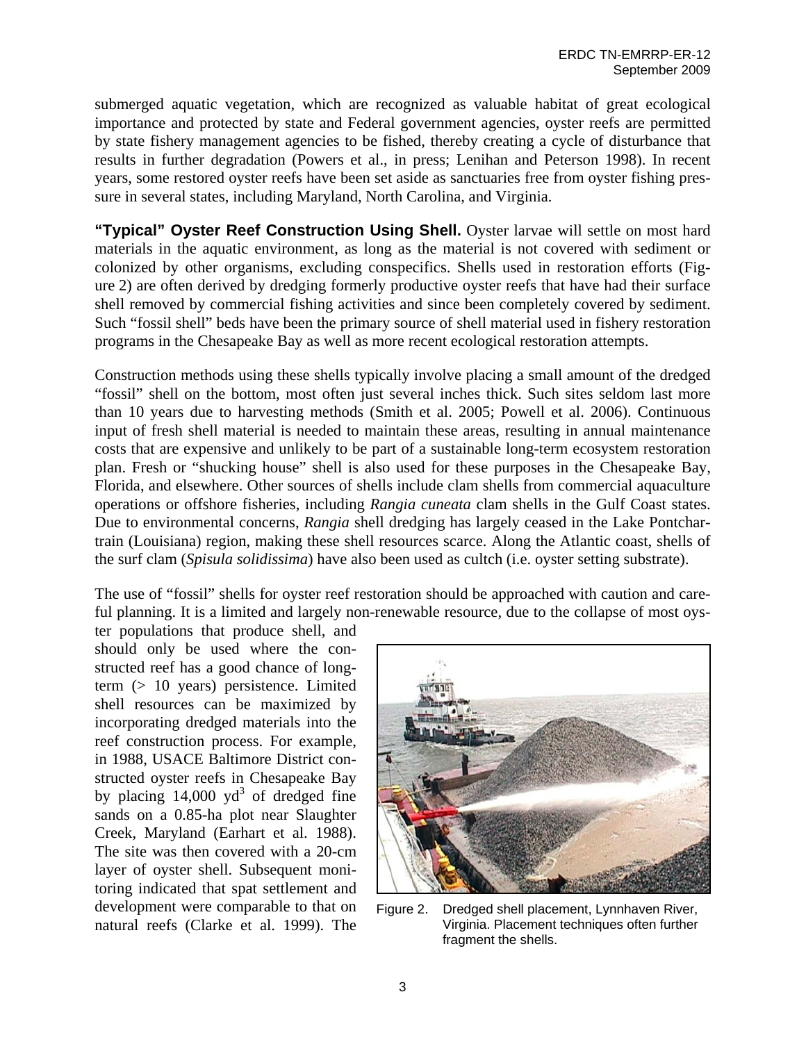submerged aquatic vegetation, which are recognized as valuable habitat of great ecological importance and protected by state and Federal government agencies, oyster reefs are permitted by state fishery management agencies to be fished, thereby creating a cycle of disturbance that results in further degradation (Powers et al., in press; Lenihan and Peterson 1998). In recent years, some restored oyster reefs have been set aside as sanctuaries free from oyster fishing pressure in several states, including Maryland, North Carolina, and Virginia.

**"Typical" Oyster Reef Construction Using Shell.** Oyster larvae will settle on most hard materials in the aquatic environment, as long as the material is not covered with sediment or colonized by other organisms, excluding conspecifics. Shells used in restoration efforts (Figure 2) are often derived by dredging formerly productive oyster reefs that have had their surface shell removed by commercial fishing activities and since been completely covered by sediment. Such "fossil shell" beds have been the primary source of shell material used in fishery restoration programs in the Chesapeake Bay as well as more recent ecological restoration attempts.

Construction methods using these shells typically involve placing a small amount of the dredged "fossil" shell on the bottom, most often just several inches thick. Such sites seldom last more than 10 years due to harvesting methods (Smith et al. 2005; Powell et al. 2006). Continuous input of fresh shell material is needed to maintain these areas, resulting in annual maintenance costs that are expensive and unlikely to be part of a sustainable long-term ecosystem restoration plan. Fresh or "shucking house" shell is also used for these purposes in the Chesapeake Bay, Florida, and elsewhere. Other sources of shells include clam shells from commercial aquaculture operations or offshore fisheries, including *Rangia cuneata* clam shells in the Gulf Coast states. Due to environmental concerns, *Rangia* shell dredging has largely ceased in the Lake Pontchartrain (Louisiana) region, making these shell resources scarce. Along the Atlantic coast, shells of the surf clam (*Spisula solidissima*) have also been used as cultch (i.e. oyster setting substrate).

The use of "fossil" shells for oyster reef restoration should be approached with caution and careful planning. It is a limited and largely non-renewable resource, due to the collapse of most oyster populations that produce shell, and should only be used where the constructed reef has a good chance of long-term (> 10 years) persistence. Limited shell resources can be maximized by incorporating dredged materials into the reef construction process. For example, in 1988, USACE Baltimore District constructed oyster reefs in Chesapeake Bay by placing 14,000 $yd^3$ of dredged fine sands on a 0.85-ha plot near Slaughter Creek, Maryland (Earhart et al. 1988). The site was then covered with a 20-cm layer of oyster shell. Subsequent monitoring indicated that spat settlement and development were comparable to that on natural reefs (Clarke et al. 1999). The

Figure 2. Dredged shell placement, Lynnhaven River, Virginia. Placement techniques often further fragment the shells.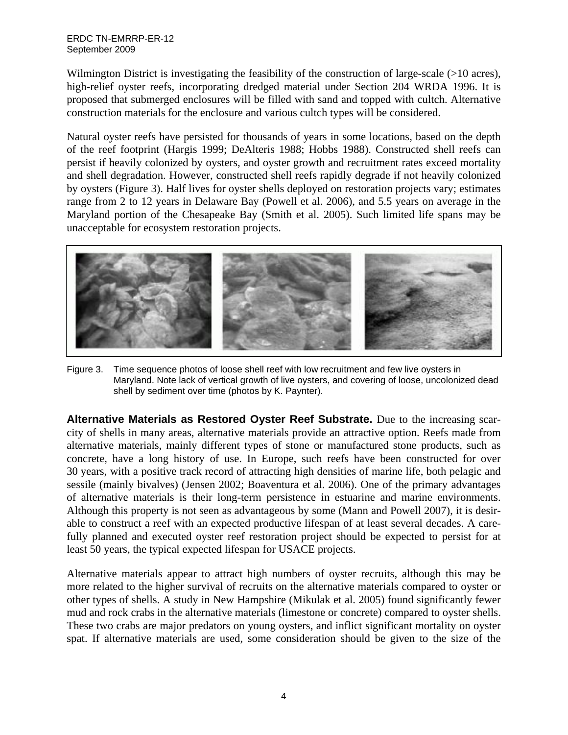Wilmington District is investigating the feasibility of the construction of large-scale (>10 acres), high-relief oyster reefs, incorporating dredged material under Section 204 WRDA 1996. It is proposed that submerged enclosures will be filled with sand and topped with cultch. Alternative construction materials for the enclosure and various cultch types will be considered.

Natural oyster reefs have persisted for thousands of years in some locations, based on the depth of the reef footprint (Hargis 1999; DeAlteris 1988; Hobbs 1988). Constructed shell reefs can persist if heavily colonized by oysters, and oyster growth and recruitment rates exceed mortality and shell degradation. However, constructed shell reefs rapidly degrade if not heavily colonized by oysters (Figure 3). Half lives for oyster shells deployed on restoration projects vary; estimates range from 2 to 12 years in Delaware Bay (Powell et al. 2006), and 5.5 years on average in the Maryland portion of the Chesapeake Bay (Smith et al. 2005). Such limited life spans may be unacceptable for ecosystem restoration projects.

Figure 3. Time sequence photos of loose shell reef with low recruitment and few live oysters in Maryland. Note lack of vertical growth of live oysters, and covering of loose, uncolonized dead shell by sediment over time (photos by K. Paynter).

**Alternative Materials as Restored Oyster Reef Substrate.** Due to the increasing scarcity of shells in many areas, alternative materials provide an attractive option. Reefs made from alternative materials, mainly different types of stone or manufactured stone products, such as concrete, have a long history of use. In Europe, such reefs have been constructed for over 30 years, with a positive track record of attracting high densities of marine life, both pelagic and sessile (mainly bivalves) (Jensen 2002; Boaventura et al. 2006). One of the primary advantages of alternative materials is their long-term persistence in estuarine and marine environments. Although this property is not seen as advantageous by some (Mann and Powell 2007), it is desirable to construct a reef with an expected productive lifespan of at least several decades. A carefully planned and executed oyster reef restoration project should be expected to persist for at least 50 years, the typical expected lifespan for USACE projects.

Alternative materials appear to attract high numbers of oyster recruits, although this may be more related to the higher survival of recruits on the alternative materials compared to oyster or other types of shells. A study in New Hampshire (Mikulak et al. 2005) found significantly fewer mud and rock crabs in the alternative materials (limestone or concrete) compared to oyster shells. These two crabs are major predators on young oysters, and inflict significant mortality on oyster spat. If alternative materials are used, some consideration should be given to the size of the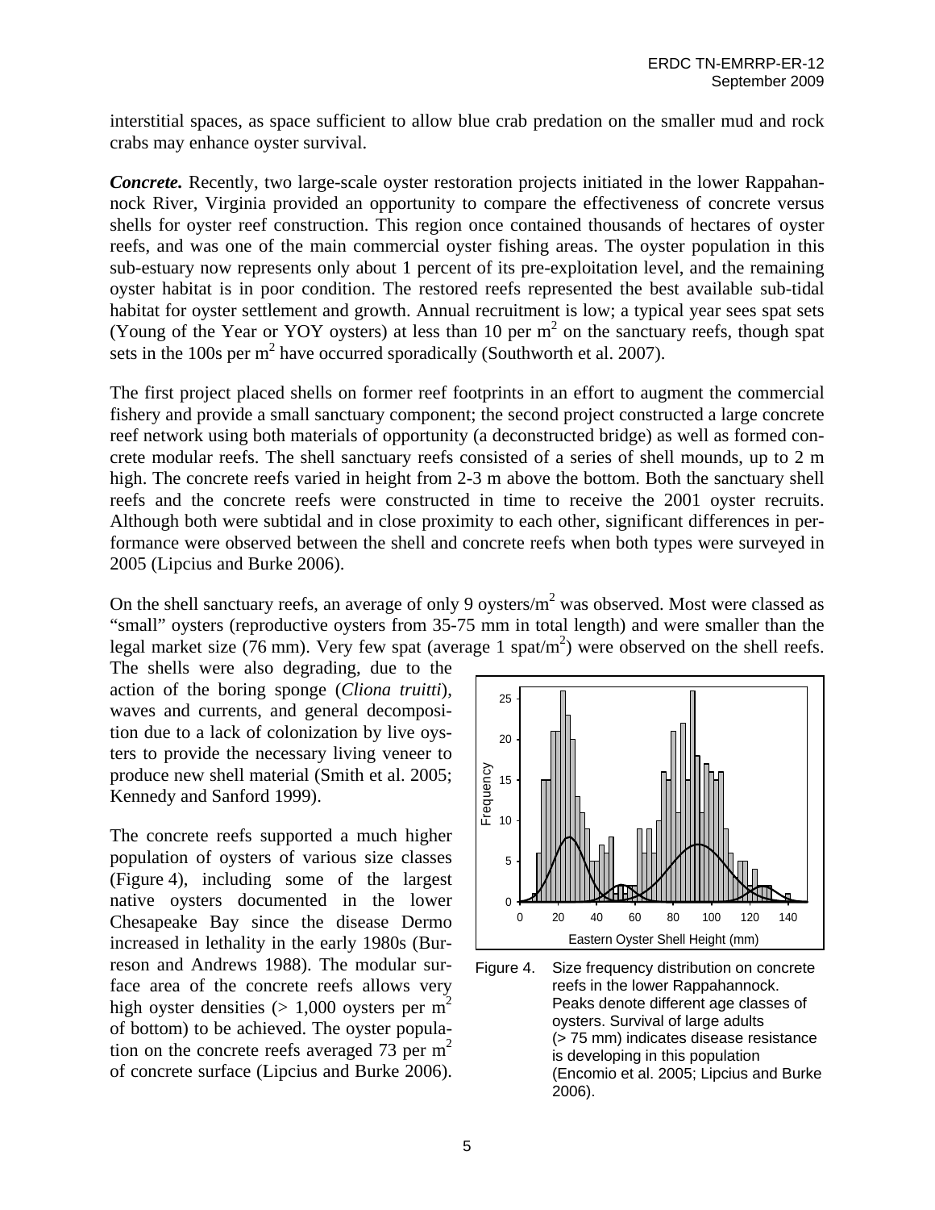interstitial spaces, as space sufficient to allow blue crab predation on the smaller mud and rock crabs may enhance oyster survival.

***Concrete.*** Recently, two large-scale oyster restoration projects initiated in the lower Rappahannock River, Virginia provided an opportunity to compare the effectiveness of concrete versus shells for oyster reef construction. This region once contained thousands of hectares of oyster reefs, and was one of the main commercial oyster fishing areas. The oyster population in this sub-estuary now represents only about 1 percent of its pre-exploitation level, and the remaining oyster habitat is in poor condition. The restored reefs represented the best available sub-tidal habitat for oyster settlement and growth. Annual recruitment is low; a typical year sees spat sets (Young of the Year or YOY oysters) at less than 10 per $m^2$ on the sanctuary reefs, though spat sets in the 100s per $m^2$ have occurred sporadically (Southworth et al. 2007).

The first project placed shells on former reef footprints in an effort to augment the commercial fishery and provide a small sanctuary component; the second project constructed a large concrete reef network using both materials of opportunity (a deconstructed bridge) as well as formed concrete modular reefs. The shell sanctuary reefs consisted of a series of shell mounds, up to 2 m high. The concrete reefs varied in height from 2-3 m above the bottom. Both the sanctuary shell reefs and the concrete reefs were constructed in time to receive the 2001 oyster recruits. Although both were subtidal and in close proximity to each other, significant differences in performance were observed between the shell and concrete reefs when both types were surveyed in 2005 (Lipcius and Burke 2006).

On the shell sanctuary reefs, an average of only 9 oysters/$m^2$ was observed. Most were classed as "small" oysters (reproductive oysters from 35-75 mm in total length) and were smaller than the legal market size (76 mm). Very few spat (average 1 spat/$m^2$) were observed on the shell reefs. The shells were also degrading, due to the action of the boring sponge (*Cliona truitti*), waves and currents, and general decomposition due to a lack of colonization by live oysters to provide the necessary living veneer to produce new shell material (Smith et al. 2005; Kennedy and Sanford 1999).

The concrete reefs supported a much higher population of oysters of various size classes (Figure 4), including some of the largest native oysters documented in the lower Chesapeake Bay since the disease Dermo increased in lethality in the early 1980s (Burreson and Andrews 1988). The modular surface area of the concrete reefs allows very high oyster densities (> 1,000 oysters per $m^2$ of bottom) to be achieved. The oyster population on the concrete reefs averaged 73 per $m^2$ of concrete surface (Lipcius and Burke 2006).

Figure 4. Size frequency distribution on concrete reefs in the lower Rappahannock. Peaks denote different age classes of oysters. Survival of large adults (> 75 mm) indicates disease resistance is developing in this population (Encomio et al. 2005; Lipcius and Burke 2006).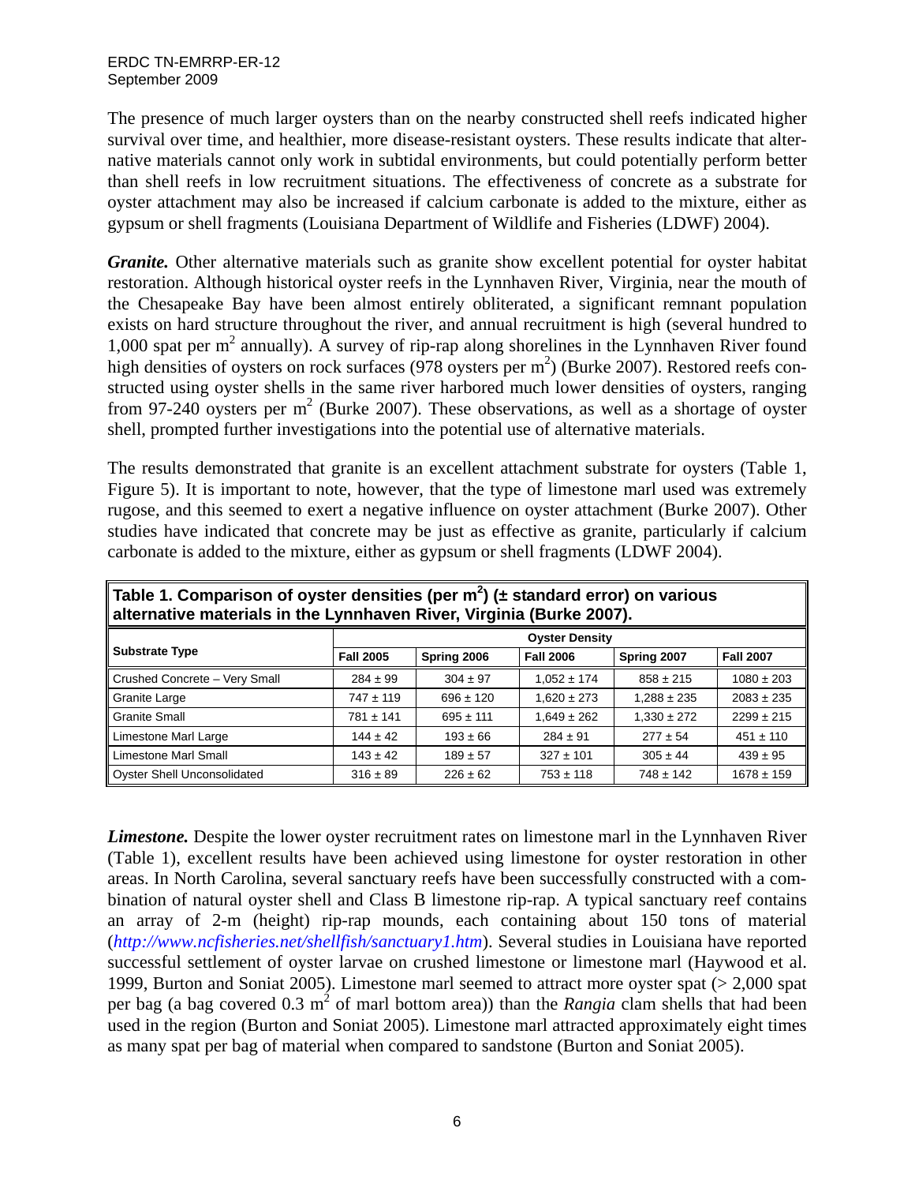The presence of much larger oysters than on the nearby constructed shell reefs indicated higher survival over time, and healthier, more disease-resistant oysters. These results indicate that alternative materials cannot only work in subtidal environments, but could potentially perform better than shell reefs in low recruitment situations. The effectiveness of concrete as a substrate for oyster attachment may also be increased if calcium carbonate is added to the mixture, either as gypsum or shell fragments (Louisiana Department of Wildlife and Fisheries (LDWF) 2004).

***Granite.*** Other alternative materials such as granite show excellent potential for oyster habitat restoration. Although historical oyster reefs in the Lynnhaven River, Virginia, near the mouth of the Chesapeake Bay have been almost entirely obliterated, a significant remnant population exists on hard structure throughout the river, and annual recruitment is high (several hundred to 1,000 spat per $m^2$ annually). A survey of rip-rap along shorelines in the Lynnhaven River found high densities of oysters on rock surfaces (978 oysters per $m^2$) (Burke 2007). Restored reefs constructed using oyster shells in the same river harbored much lower densities of oysters, ranging from 97-240 oysters per $m^2$ (Burke 2007). These observations, as well as a shortage of oyster shell, prompted further investigations into the potential use of alternative materials.

The results demonstrated that granite is an excellent attachment substrate for oysters (Table 1, Figure 5). It is important to note, however, that the type of limestone marl used was extremely rugose, and this seemed to exert a negative influence on oyster attachment (Burke 2007). Other studies have indicated that concrete may be just as effective as granite, particularly if calcium carbonate is added to the mixture, either as gypsum or shell fragments (LDWF 2004).

**Table 1. Comparison of oyster densities (per $m^2$) (± standard error) on various alternative materials in the Lynnhaven River, Virginia (Burke 2007).**

| Substrate Type | Oyster Density | | | | |
|---|---|---|---|---|---|
| | Fall 2005 | Spring 2006 | Fall 2006 | Spring 2007 | Fall 2007 |
| Crushed Concrete – Very Small | 284 ± 99 | 304 ± 97 | 1,052 ± 174 | 858 ± 215 | 1080 ± 203 |
| Granite Large | 747 ± 119 | 696 ± 120 | 1,620 ± 273 | 1,288 ± 235 | 2083 ± 235 |
| Granite Small | 781 ± 141 | 695 ± 111 | 1,649 ± 262 | 1,330 ± 272 | 2299 ± 215 |
| Limestone Marl Large | 144 ± 42 | 193 ± 66 | 284 ± 91 | 277 ± 54 | 451 ± 110 |
| Limestone Marl Small | 143 ± 42 | 189 ± 57 | 327 ± 101 | 305 ± 44 | 439 ± 95 |
| Oyster Shell Unconsolidated | 316 ± 89 | 226 ± 62 | 753 ± 118 | 748 ± 142 | 1678 ± 159 |

***Limestone.*** Despite the lower oyster recruitment rates on limestone marl in the Lynnhaven River (Table 1), excellent results have been achieved using limestone for oyster restoration in other areas. In North Carolina, several sanctuary reefs have been successfully constructed with a combination of natural oyster shell and Class B limestone rip-rap. A typical sanctuary reef contains an array of 2-m (height) rip-rap mounds, each containing about 150 tons of material (*http://www.ncfisheries.net/shellfish/sanctuary1.htm*). Several studies in Louisiana have reported successful settlement of oyster larvae on crushed limestone or limestone marl (Haywood et al. 1999, Burton and Soniat 2005). Limestone marl seemed to attract more oyster spat (> 2,000 spat per bag (a bag covered 0.3 $m^2$ of marl bottom area)) than the *Rangia* clam shells that had been used in the region (Burton and Soniat 2005). Limestone marl attracted approximately eight times as many spat per bag of material when compared to sandstone (Burton and Soniat 2005).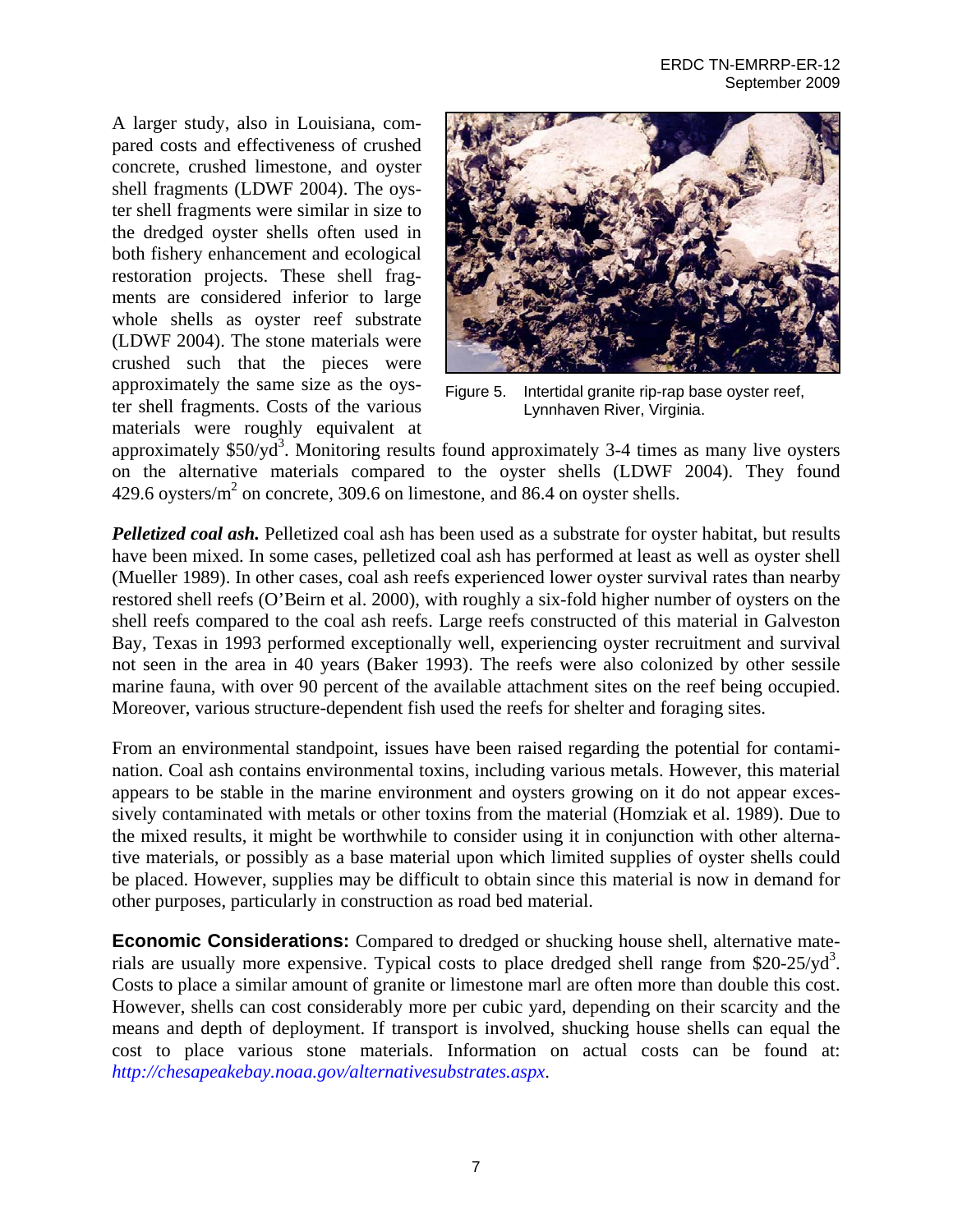A larger study, also in Louisiana, compared costs and effectiveness of crushed concrete, crushed limestone, and oyster shell fragments (LDWF 2004). The oyster shell fragments were similar in size to the dredged oyster shells often used in both fishery enhancement and ecological restoration projects. These shell fragments are considered inferior to large whole shells as oyster reef substrate (LDWF 2004). The stone materials were crushed such that the pieces were approximately the same size as the oyster shell fragments. Costs of the various materials were roughly equivalent at approximately \$50/yd$^3$. Monitoring results found approximately 3-4 times as many live oysters on the alternative materials compared to the oyster shells (LDWF 2004). They found 429.6 oysters/m$^2$ on concrete, 309.6 on limestone, and 86.4 on oyster shells.

Figure 5. Intertidal granite rip-rap base oyster reef, Lynnhaven River, Virginia.

***Pelletized coal ash.*** Pelletized coal ash has been used as a substrate for oyster habitat, but results have been mixed. In some cases, pelletized coal ash has performed at least as well as oyster shell (Mueller 1989). In other cases, coal ash reefs experienced lower oyster survival rates than nearby restored shell reefs (O'Beirn et al. 2000), with roughly a six-fold higher number of oysters on the shell reefs compared to the coal ash reefs. Large reefs constructed of this material in Galveston Bay, Texas in 1993 performed exceptionally well, experiencing oyster recruitment and survival not seen in the area in 40 years (Baker 1993). The reefs were also colonized by other sessile marine fauna, with over 90 percent of the available attachment sites on the reef being occupied. Moreover, various structure-dependent fish used the reefs for shelter and foraging sites.

From an environmental standpoint, issues have been raised regarding the potential for contamination. Coal ash contains environmental toxins, including various metals. However, this material appears to be stable in the marine environment and oysters growing on it do not appear excessively contaminated with metals or other toxins from the material (Homziak et al. 1989). Due to the mixed results, it might be worthwhile to consider using it in conjunction with other alternative materials, or possibly as a base material upon which limited supplies of oyster shells could be placed. However, supplies may be difficult to obtain since this material is now in demand for other purposes, particularly in construction as road bed material.

**Economic Considerations:** Compared to dredged or shucking house shell, alternative materials are usually more expensive. Typical costs to place dredged shell range from \$20-25/yd$^3$. Costs to place a similar amount of granite or limestone marl are often more than double this cost. However, shells can cost considerably more per cubic yard, depending on their scarcity and the means and depth of deployment. If transport is involved, shucking house shells can equal the cost to place various stone materials. Information on actual costs can be found at: *http://chesapeakebay.noaa.gov/alternativesubstrates.aspx*.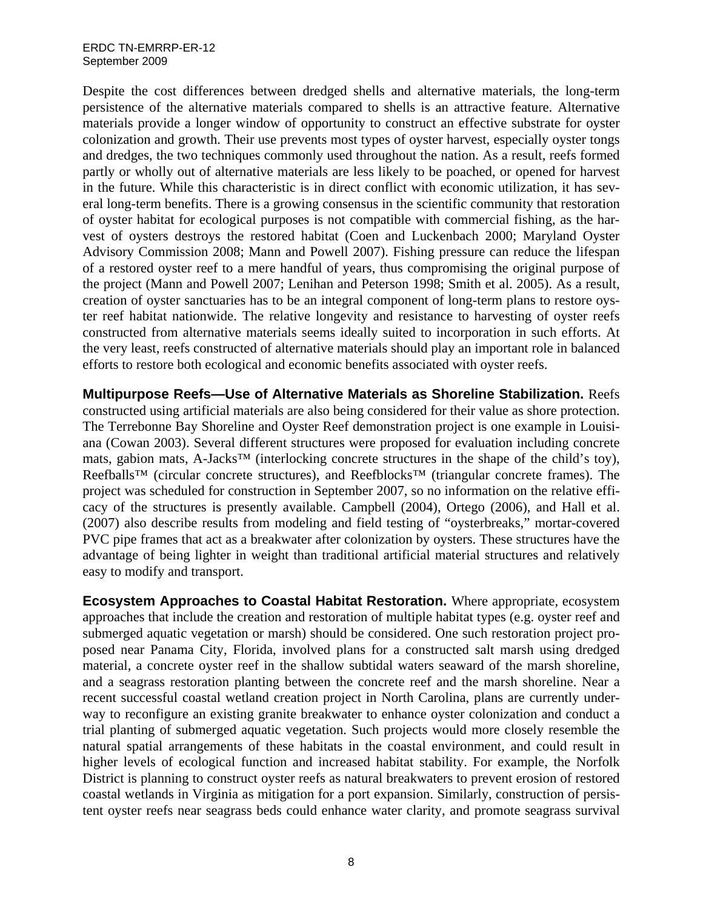Despite the cost differences between dredged shells and alternative materials, the long-term persistence of the alternative materials compared to shells is an attractive feature. Alternative materials provide a longer window of opportunity to construct an effective substrate for oyster colonization and growth. Their use prevents most types of oyster harvest, especially oyster tongs and dredges, the two techniques commonly used throughout the nation. As a result, reefs formed partly or wholly out of alternative materials are less likely to be poached, or opened for harvest in the future. While this characteristic is in direct conflict with economic utilization, it has several long-term benefits. There is a growing consensus in the scientific community that restoration of oyster habitat for ecological purposes is not compatible with commercial fishing, as the harvest of oysters destroys the restored habitat (Coen and Luckenbach 2000; Maryland Oyster Advisory Commission 2008; Mann and Powell 2007). Fishing pressure can reduce the lifespan of a restored oyster reef to a mere handful of years, thus compromising the original purpose of the project (Mann and Powell 2007; Lenihan and Peterson 1998; Smith et al. 2005). As a result, creation of oyster sanctuaries has to be an integral component of long-term plans to restore oyster reef habitat nationwide. The relative longevity and resistance to harvesting of oyster reefs constructed from alternative materials seems ideally suited to incorporation in such efforts. At the very least, reefs constructed of alternative materials should play an important role in balanced efforts to restore both ecological and economic benefits associated with oyster reefs.

**Multipurpose Reefs—Use of Alternative Materials as Shoreline Stabilization.** Reefs constructed using artificial materials are also being considered for their value as shore protection. The Terrebonne Bay Shoreline and Oyster Reef demonstration project is one example in Louisiana (Cowan 2003). Several different structures were proposed for evaluation including concrete mats, gabion mats, A-Jacks™ (interlocking concrete structures in the shape of the child's toy), Reefballs™ (circular concrete structures), and Reefblocks™ (triangular concrete frames). The project was scheduled for construction in September 2007, so no information on the relative efficacy of the structures is presently available. Campbell (2004), Ortego (2006), and Hall et al. (2007) also describe results from modeling and field testing of "oysterbreaks," mortar-covered PVC pipe frames that act as a breakwater after colonization by oysters. These structures have the advantage of being lighter in weight than traditional artificial material structures and relatively easy to modify and transport.

**Ecosystem Approaches to Coastal Habitat Restoration.** Where appropriate, ecosystem approaches that include the creation and restoration of multiple habitat types (e.g. oyster reef and submerged aquatic vegetation or marsh) should be considered. One such restoration project proposed near Panama City, Florida, involved plans for a constructed salt marsh using dredged material, a concrete oyster reef in the shallow subtidal waters seaward of the marsh shoreline, and a seagrass restoration planting between the concrete reef and the marsh shoreline. Near a recent successful coastal wetland creation project in North Carolina, plans are currently underway to reconfigure an existing granite breakwater to enhance oyster colonization and conduct a trial planting of submerged aquatic vegetation. Such projects would more closely resemble the natural spatial arrangements of these habitats in the coastal environment, and could result in higher levels of ecological function and increased habitat stability. For example, the Norfolk District is planning to construct oyster reefs as natural breakwaters to prevent erosion of restored coastal wetlands in Virginia as mitigation for a port expansion. Similarly, construction of persistent oyster reefs near seagrass beds could enhance water clarity, and promote seagrass survival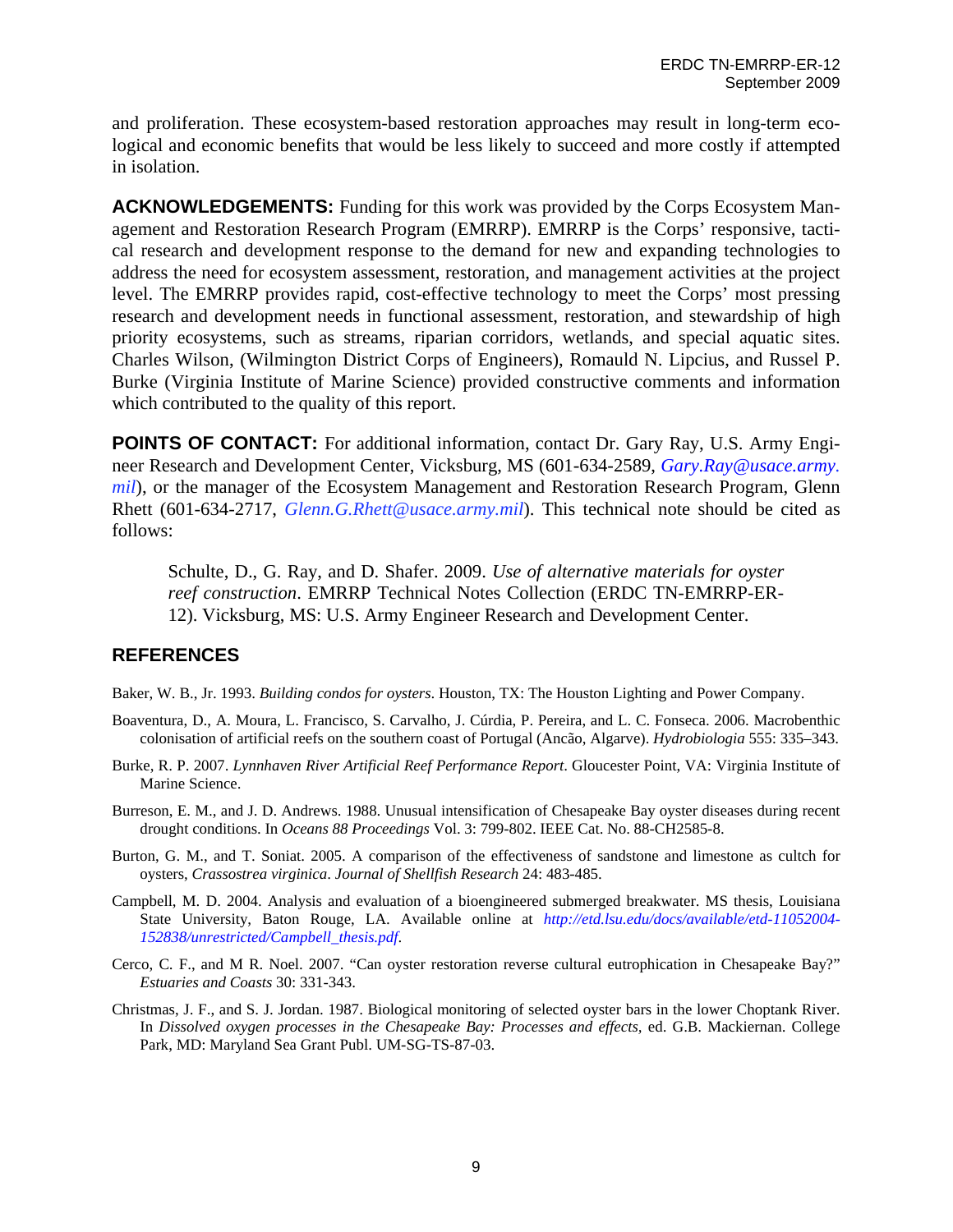and proliferation. These ecosystem-based restoration approaches may result in long-term ecological and economic benefits that would be less likely to succeed and more costly if attempted in isolation.

**ACKNOWLEDGEMENTS:** Funding for this work was provided by the Corps Ecosystem Management and Restoration Research Program (EMRRP). EMRRP is the Corps' responsive, tactical research and development response to the demand for new and expanding technologies to address the need for ecosystem assessment, restoration, and management activities at the project level. The EMRRP provides rapid, cost-effective technology to meet the Corps' most pressing research and development needs in functional assessment, restoration, and stewardship of high priority ecosystems, such as streams, riparian corridors, wetlands, and special aquatic sites. Charles Wilson, (Wilmington District Corps of Engineers), Romauld N. Lipcius, and Russel P. Burke (Virginia Institute of Marine Science) provided constructive comments and information which contributed to the quality of this report.

**POINTS OF CONTACT:** For additional information, contact Dr. Gary Ray, U.S. Army Engineer Research and Development Center, Vicksburg, MS (601-634-2589, *Gary.Ray@usace.army.mil*), or the manager of the Ecosystem Management and Restoration Research Program, Glenn Rhett (601-634-2717, *Glenn.G.Rhett@usace.army.mil*). This technical note should be cited as follows:

> Schulte, D., G. Ray, and D. Shafer. 2009. *Use of alternative materials for oyster reef construction*. EMRRP Technical Notes Collection (ERDC TN-EMRRP-ER-12). Vicksburg, MS: U.S. Army Engineer Research and Development Center.

## REFERENCES

Baker, W. B., Jr. 1993. *Building condos for oysters*. Houston, TX: The Houston Lighting and Power Company.

Boaventura, D., A. Moura, L. Francisco, S. Carvalho, J. Cúrdia, P. Pereira, and L. C. Fonseca. 2006. Macrobenthic colonisation of artificial reefs on the southern coast of Portugal (Ancão, Algarve). *Hydrobiologia* 555: 335–343.

Burke, R. P. 2007. *Lynnhaven River Artificial Reef Performance Report*. Gloucester Point, VA: Virginia Institute of Marine Science.

Burreson, E. M., and J. D. Andrews. 1988. Unusual intensification of Chesapeake Bay oyster diseases during recent drought conditions. In *Oceans 88 Proceedings* Vol. 3: 799-802. IEEE Cat. No. 88-CH2585-8.

Burton, G. M., and T. Soniat. 2005. A comparison of the effectiveness of sandstone and limestone as cultch for oysters, *Crassostrea virginica*. *Journal of Shellfish Research* 24: 483-485.

Campbell, M. D. 2004. Analysis and evaluation of a bioengineered submerged breakwater. MS thesis, Louisiana State University, Baton Rouge, LA. Available online at *http://etd.lsu.edu/docs/available/etd-11052004-152838/unrestricted/Campbell_thesis.pdf*.

Cerco, C. F., and M R. Noel. 2007. "Can oyster restoration reverse cultural eutrophication in Chesapeake Bay?" *Estuaries and Coasts* 30: 331-343.

Christmas, J. F., and S. J. Jordan. 1987. Biological monitoring of selected oyster bars in the lower Choptank River. In *Dissolved oxygen processes in the Chesapeake Bay: Processes and effects,* ed. G.B. Mackiernan. College Park, MD: Maryland Sea Grant Publ. UM-SG-TS-87-03.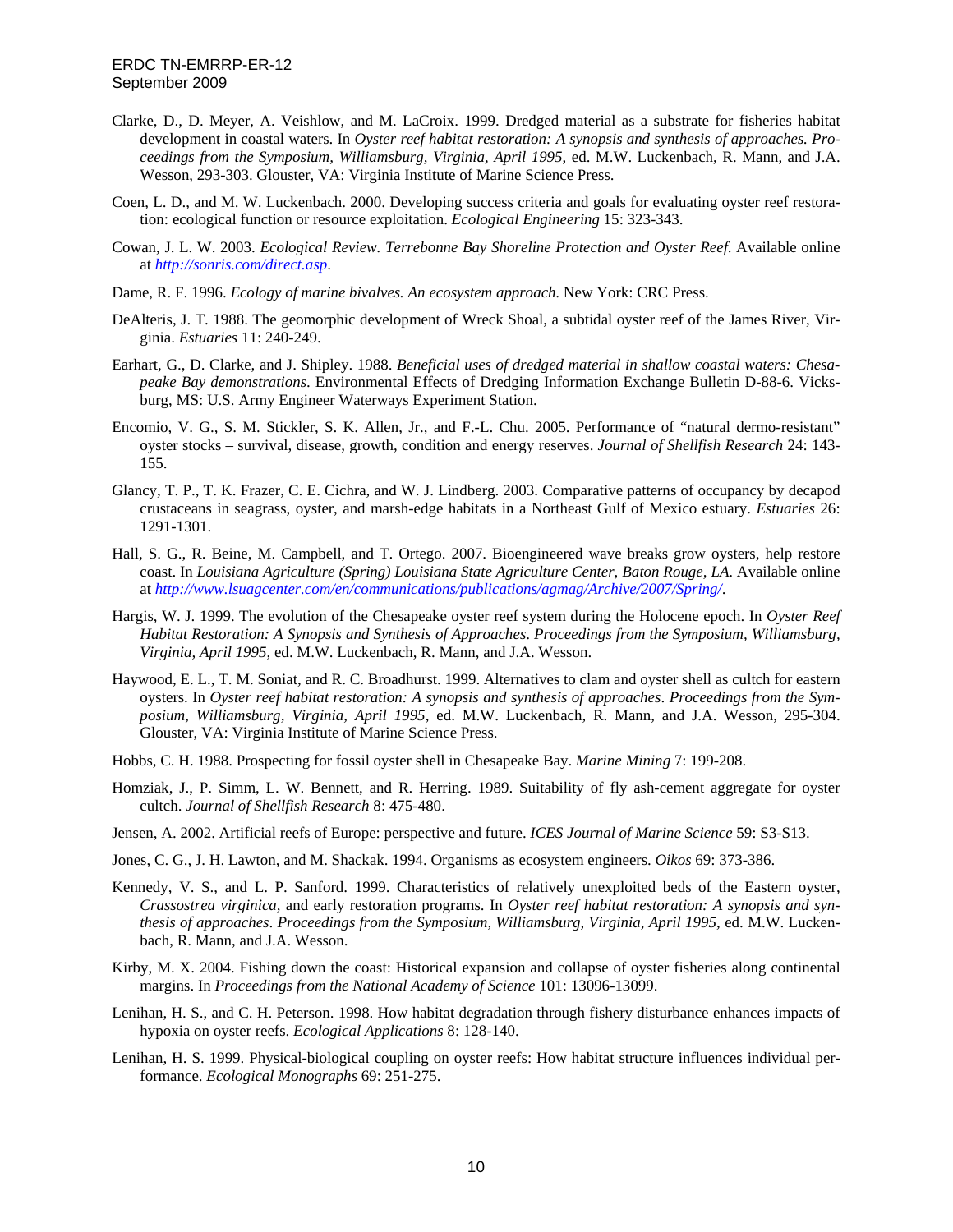Clarke, D., D. Meyer, A. Veishlow, and M. LaCroix. 1999. Dredged material as a substrate for fisheries habitat development in coastal waters. In *Oyster reef habitat restoration: A synopsis and synthesis of approaches. Proceedings from the Symposium, Williamsburg, Virginia, April 1995,* ed. M.W. Luckenbach, R. Mann, and J.A. Wesson, 293-303. Glouster, VA: Virginia Institute of Marine Science Press.

Coen, L. D., and M. W. Luckenbach. 2000. Developing success criteria and goals for evaluating oyster reef restoration: ecological function or resource exploitation. *Ecological Engineering* 15: 323-343.

Cowan, J. L. W. 2003. *Ecological Review. Terrebonne Bay Shoreline Protection and Oyster Reef.* Available online at *http://sonris.com/direct.asp*.

Dame, R. F. 1996. *Ecology of marine bivalves. An ecosystem approach*. New York: CRC Press.

DeAlteris, J. T. 1988. The geomorphic development of Wreck Shoal, a subtidal oyster reef of the James River, Virginia. *Estuaries* 11: 240-249.

Earhart, G., D. Clarke, and J. Shipley. 1988. *Beneficial uses of dredged material in shallow coastal waters: Chesapeake Bay demonstrations*. Environmental Effects of Dredging Information Exchange Bulletin D-88-6. Vicksburg, MS: U.S. Army Engineer Waterways Experiment Station.

Encomio, V. G., S. M. Stickler, S. K. Allen, Jr., and F.-L. Chu. 2005. Performance of "natural dermo-resistant" oyster stocks – survival, disease, growth, condition and energy reserves. *Journal of Shellfish Research* 24: 143-155.

Glancy, T. P., T. K. Frazer, C. E. Cichra, and W. J. Lindberg. 2003. Comparative patterns of occupancy by decapod crustaceans in seagrass, oyster, and marsh-edge habitats in a Northeast Gulf of Mexico estuary. *Estuaries* 26: 1291-1301.

Hall, S. G., R. Beine, M. Campbell, and T. Ortego. 2007. Bioengineered wave breaks grow oysters, help restore coast. In *Louisiana Agriculture (Spring) Louisiana State Agriculture Center, Baton Rouge, LA.* Available online at *http://www.lsuagcenter.com/en/communications/publications/agmag/Archive/2007/Spring/*.

Hargis, W. J. 1999. The evolution of the Chesapeake oyster reef system during the Holocene epoch. In *Oyster Reef Habitat Restoration: A Synopsis and Synthesis of Approaches*. *Proceedings from the Symposium, Williamsburg, Virginia, April 1995*, ed. M.W. Luckenbach, R. Mann, and J.A. Wesson.

Haywood, E. L., T. M. Soniat, and R. C. Broadhurst. 1999. Alternatives to clam and oyster shell as cultch for eastern oysters. In *Oyster reef habitat restoration: A synopsis and synthesis of approaches*. *Proceedings from the Symposium, Williamsburg, Virginia, April 1995*, ed. M.W. Luckenbach, R. Mann, and J.A. Wesson, 295-304. Glouster, VA: Virginia Institute of Marine Science Press.

Hobbs, C. H. 1988. Prospecting for fossil oyster shell in Chesapeake Bay. *Marine Mining* 7: 199-208.

Homziak, J., P. Simm, L. W. Bennett, and R. Herring. 1989. Suitability of fly ash-cement aggregate for oyster cultch. *Journal of Shellfish Research* 8: 475-480.

Jensen, A. 2002. Artificial reefs of Europe: perspective and future. *ICES Journal of Marine Science* 59: S3-S13.

Jones, C. G., J. H. Lawton, and M. Shackak. 1994. Organisms as ecosystem engineers. *Oikos* 69: 373-386.

Kennedy, V. S., and L. P. Sanford. 1999. Characteristics of relatively unexploited beds of the Eastern oyster, *Crassostrea virginica*, and early restoration programs. In *Oyster reef habitat restoration: A synopsis and synthesis of approaches*. *Proceedings from the Symposium, Williamsburg, Virginia, April 1995*, ed. M.W. Luckenbach, R. Mann, and J.A. Wesson.

Kirby, M. X. 2004. Fishing down the coast: Historical expansion and collapse of oyster fisheries along continental margins. In *Proceedings from the National Academy of Science* 101: 13096-13099.

Lenihan, H. S., and C. H. Peterson. 1998. How habitat degradation through fishery disturbance enhances impacts of hypoxia on oyster reefs. *Ecological Applications* 8: 128-140.

Lenihan, H. S. 1999. Physical-biological coupling on oyster reefs: How habitat structure influences individual performance. *Ecological Monographs* 69: 251-275.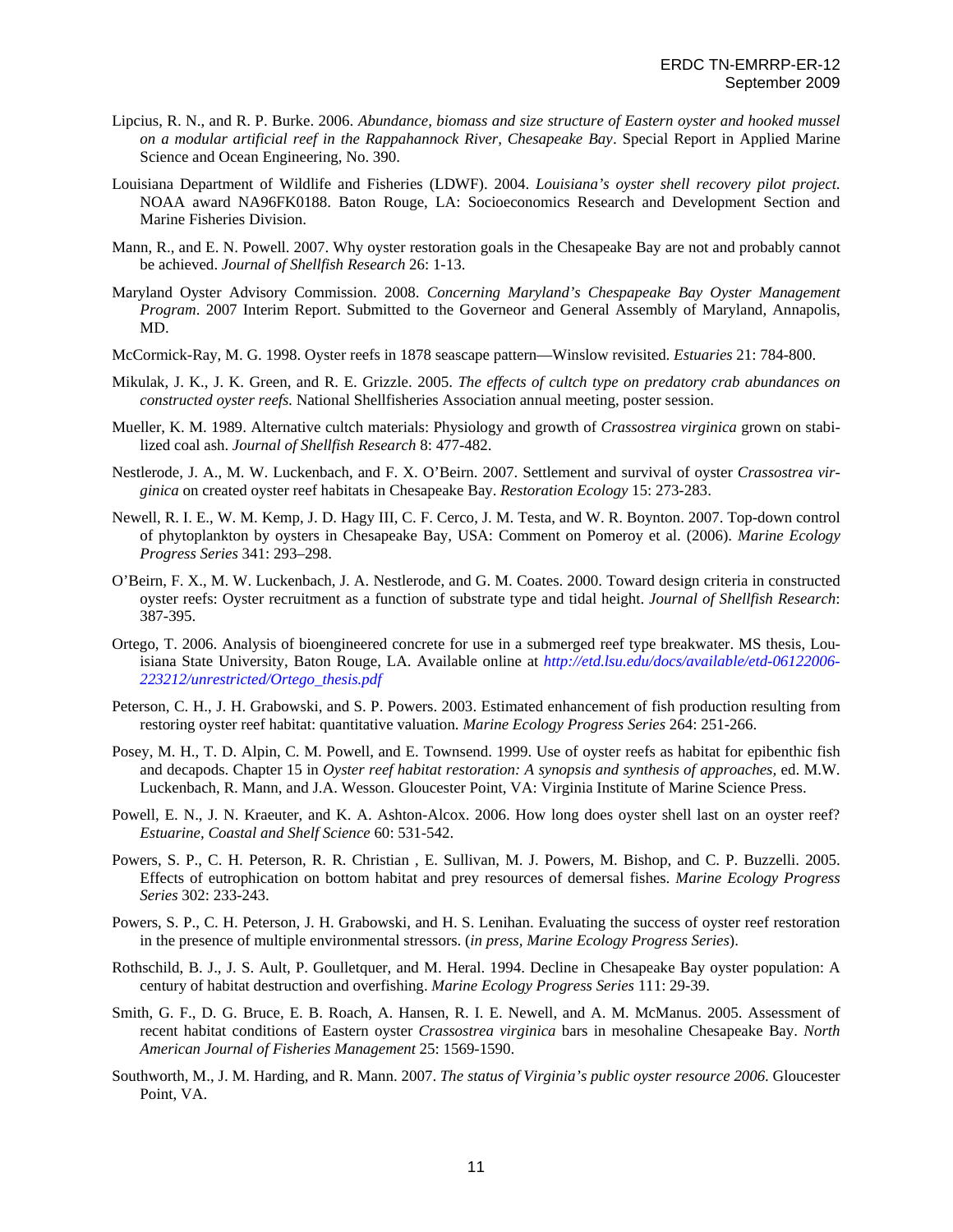Lipcius, R. N., and R. P. Burke. 2006. *Abundance, biomass and size structure of Eastern oyster and hooked mussel on a modular artificial reef in the Rappahannock River, Chesapeake Bay*. Special Report in Applied Marine Science and Ocean Engineering, No. 390.

Louisiana Department of Wildlife and Fisheries (LDWF). 2004. *Louisiana's oyster shell recovery pilot project.* NOAA award NA96FK0188. Baton Rouge, LA: Socioeconomics Research and Development Section and Marine Fisheries Division.

Mann, R., and E. N. Powell. 2007. Why oyster restoration goals in the Chesapeake Bay are not and probably cannot be achieved. *Journal of Shellfish Research* 26: 1-13.

Maryland Oyster Advisory Commission. 2008. *Concerning Maryland's Chespapeake Bay Oyster Management Program*. 2007 Interim Report. Submitted to the Governeor and General Assembly of Maryland, Annapolis, MD.

McCormick-Ray, M. G. 1998. Oyster reefs in 1878 seascape pattern—Winslow revisited. *Estuaries* 21: 784-800.

Mikulak, J. K., J. K. Green, and R. E. Grizzle. 2005. *The effects of cultch type on predatory crab abundances on constructed oyster reefs.* National Shellfisheries Association annual meeting, poster session.

Mueller, K. M. 1989. Alternative cultch materials: Physiology and growth of *Crassostrea virginica* grown on stabilized coal ash. *Journal of Shellfish Research* 8: 477-482.

Nestlerode, J. A., M. W. Luckenbach, and F. X. O'Beirn. 2007. Settlement and survival of oyster *Crassostrea virginica* on created oyster reef habitats in Chesapeake Bay. *Restoration Ecology* 15: 273-283.

Newell, R. I. E., W. M. Kemp, J. D. Hagy III, C. F. Cerco, J. M. Testa, and W. R. Boynton. 2007. Top-down control of phytoplankton by oysters in Chesapeake Bay, USA: Comment on Pomeroy et al. (2006). *Marine Ecology Progress Series* 341: 293–298.

O'Beirn, F. X., M. W. Luckenbach, J. A. Nestlerode, and G. M. Coates. 2000. Toward design criteria in constructed oyster reefs: Oyster recruitment as a function of substrate type and tidal height. *Journal of Shellfish Research*: 387-395.

Ortego, T. 2006. Analysis of bioengineered concrete for use in a submerged reef type breakwater. MS thesis, Louisiana State University, Baton Rouge, LA. Available online at *http://etd.lsu.edu/docs/available/etd-06122006-223212/unrestricted/Ortego_thesis.pdf*

Peterson, C. H., J. H. Grabowski, and S. P. Powers. 2003. Estimated enhancement of fish production resulting from restoring oyster reef habitat: quantitative valuation. *Marine Ecology Progress Series* 264: 251-266.

Posey, M. H., T. D. Alpin, C. M. Powell, and E. Townsend. 1999. Use of oyster reefs as habitat for epibenthic fish and decapods. Chapter 15 in *Oyster reef habitat restoration: A synopsis and synthesis of approaches,* ed. M.W. Luckenbach, R. Mann, and J.A. Wesson. Gloucester Point, VA: Virginia Institute of Marine Science Press.

Powell, E. N., J. N. Kraeuter, and K. A. Ashton-Alcox. 2006. How long does oyster shell last on an oyster reef? *Estuarine, Coastal and Shelf Science* 60: 531-542.

Powers, S. P., C. H. Peterson, R. R. Christian , E. Sullivan, M. J. Powers, M. Bishop, and C. P. Buzzelli. 2005. Effects of eutrophication on bottom habitat and prey resources of demersal fishes. *Marine Ecology Progress Series* 302: 233-243.

Powers, S. P., C. H. Peterson, J. H. Grabowski, and H. S. Lenihan. Evaluating the success of oyster reef restoration in the presence of multiple environmental stressors. (*in press, Marine Ecology Progress Series*).

Rothschild, B. J., J. S. Ault, P. Goulletquer, and M. Heral. 1994. Decline in Chesapeake Bay oyster population: A century of habitat destruction and overfishing. *Marine Ecology Progress Series* 111: 29-39.

Smith, G. F., D. G. Bruce, E. B. Roach, A. Hansen, R. I. E. Newell, and A. M. McManus. 2005. Assessment of recent habitat conditions of Eastern oyster *Crassostrea virginica* bars in mesohaline Chesapeake Bay. *North American Journal of Fisheries Management* 25: 1569-1590.

Southworth, M., J. M. Harding, and R. Mann. 2007. *The status of Virginia's public oyster resource 2006*. Gloucester Point, VA.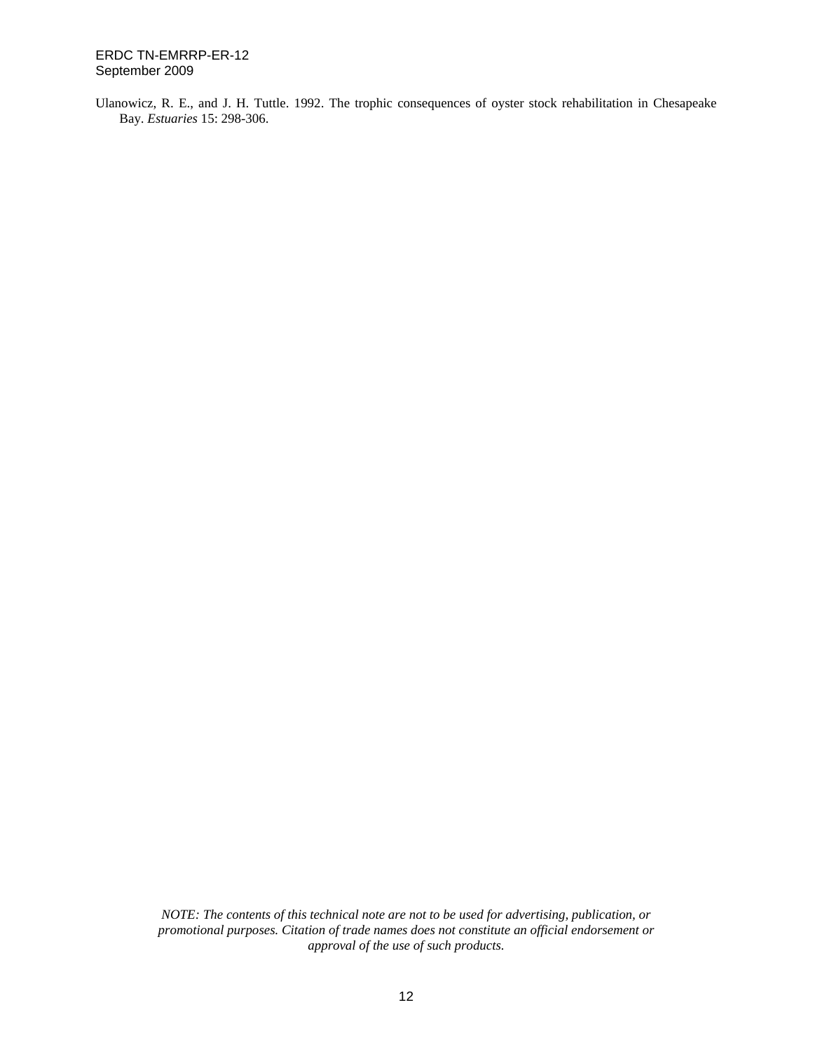Ulanowicz, R. E., and J. H. Tuttle. 1992. The trophic consequences of oyster stock rehabilitation in Chesapeake Bay. *Estuaries* 15: 298-306.

*NOTE: The contents of this technical note are not to be used for advertising, publication, or promotional purposes. Citation of trade names does not constitute an official endorsement or approval of the use of such products.*